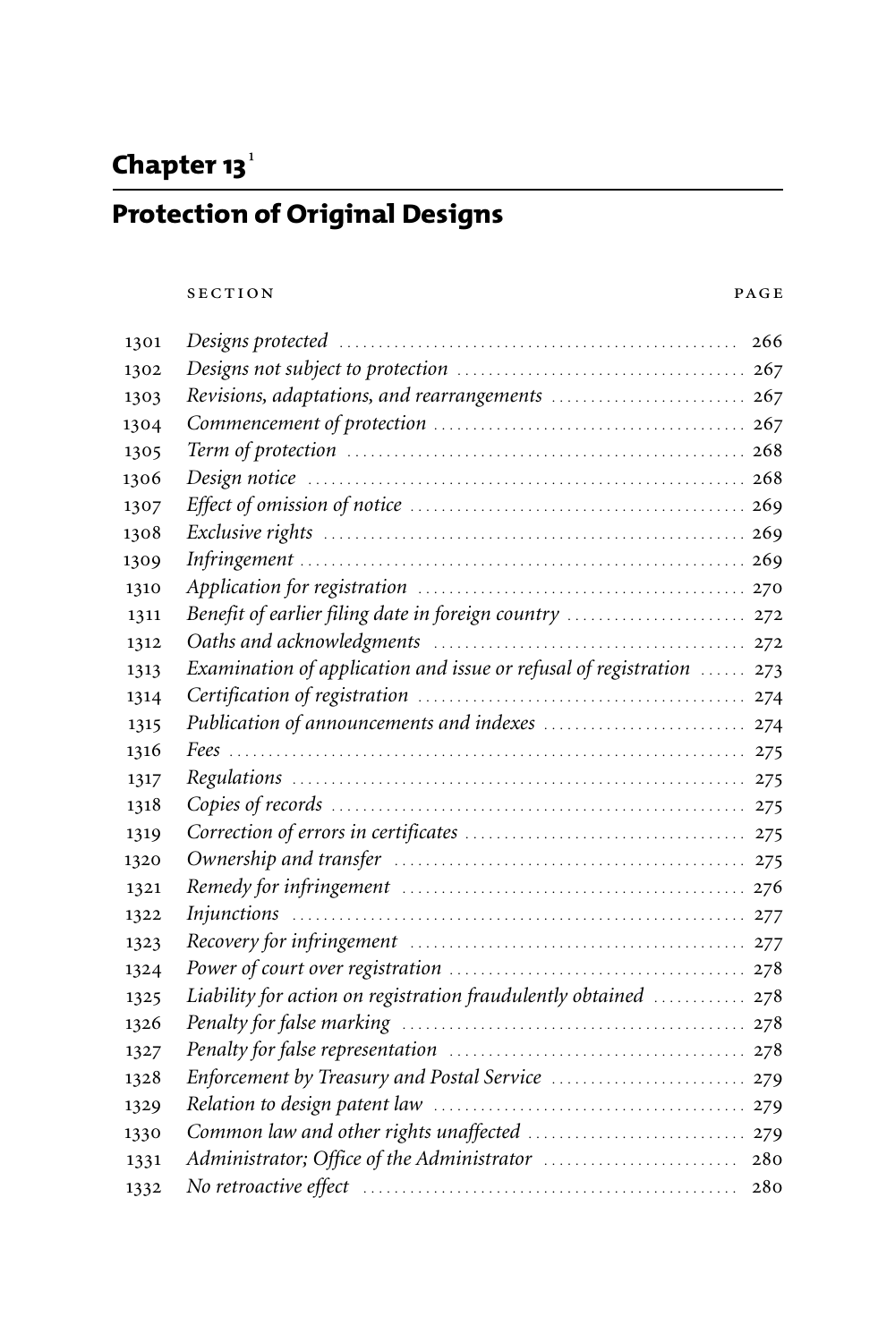# Chapter 13[1]

## Protection of Original Designs

| SECTION | | PAGE |
|---|---|---|
| 1301 | *Designs protected* | 266 |
| 1302 | *Designs not subject to protection* | 267 |
| 1303 | *Revisions, adaptations, and rearrangements* | 267 |
| 1304 | *Commencement of protection* | 267 |
| 1305 | *Term of protection* | 268 |
| 1306 | *Design notice* | 268 |
| 1307 | *Effect of omission of notice* | 269 |
| 1308 | *Exclusive rights* | 269 |
| 1309 | *Infringement* | 269 |
| 1310 | *Application for registration* | 270 |
| 1311 | *Benefit of earlier filing date in foreign country* | 272 |
| 1312 | *Oaths and acknowledgments* | 272 |
| 1313 | *Examination of application and issue or refusal of registration* | 273 |
| 1314 | *Certification of registration* | 274 |
| 1315 | *Publication of announcements and indexes* | 274 |
| 1316 | *Fees* | 275 |
| 1317 | *Regulations* | 275 |
| 1318 | *Copies of records* | 275 |
| 1319 | *Correction of errors in certificates* | 275 |
| 1320 | *Ownership and transfer* | 275 |
| 1321 | *Remedy for infringement* | 276 |
| 1322 | *Injunctions* | 277 |
| 1323 | *Recovery for infringement* | 277 |
| 1324 | *Power of court over registration* | 278 |
| 1325 | *Liability for action on registration fraudulently obtained* | 278 |
| 1326 | *Penalty for false marking* | 278 |
| 1327 | *Penalty for false representation* | 278 |
| 1328 | *Enforcement by Treasury and Postal Service* | 279 |
| 1329 | *Relation to design patent law* | 279 |
| 1330 | *Common law and other rights unaffected* | 279 |
| 1331 | *Administrator; Office of the Administrator* | 280 |
| 1332 | *No retroactive effect* | 280 |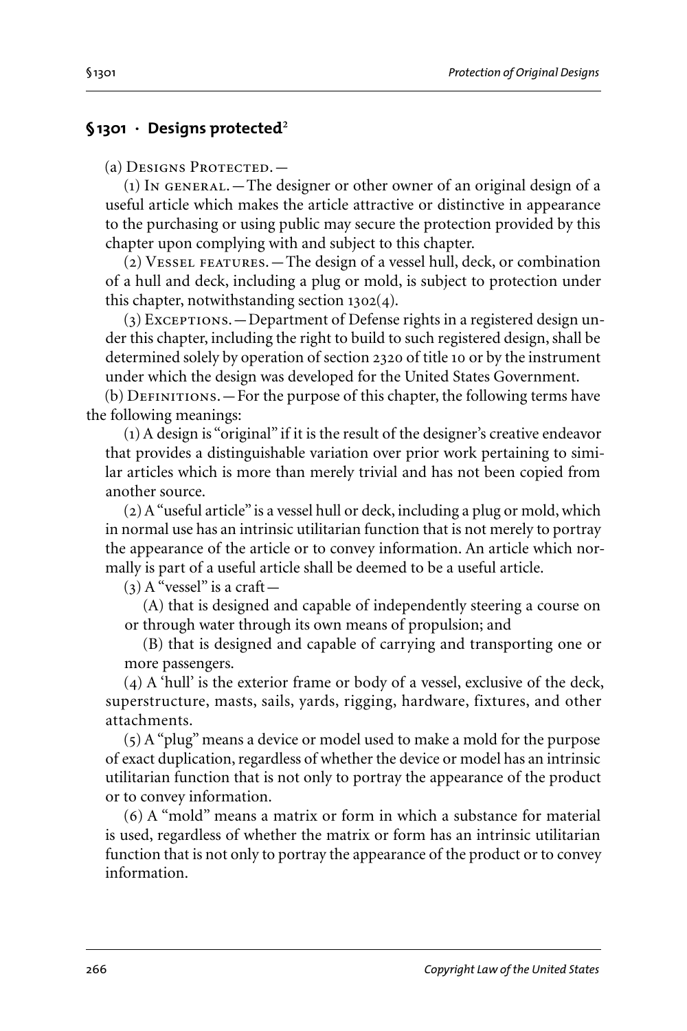## § 1301 · Designs protected[2]

(a) Designs Protected.—

(1) In general.—The designer or other owner of an original design of a useful article which makes the article attractive or distinctive in appearance to the purchasing or using public may secure the protection provided by this chapter upon complying with and subject to this chapter.

(2) Vessel features.—The design of a vessel hull, deck, or combination of a hull and deck, including a plug or mold, is subject to protection under this chapter, notwithstanding section 1302(4).

(3) Exceptions.—Department of Defense rights in a registered design under this chapter, including the right to build to such registered design, shall be determined solely by operation of section 2320 of title 10 or by the instrument under which the design was developed for the United States Government.

(b) Definitions.—For the purpose of this chapter, the following terms have the following meanings:

(1) A design is "original" if it is the result of the designer's creative endeavor that provides a distinguishable variation over prior work pertaining to similar articles which is more than merely trivial and has not been copied from another source.

(2) A "useful article" is a vessel hull or deck, including a plug or mold, which in normal use has an intrinsic utilitarian function that is not merely to portray the appearance of the article or to convey information. An article which normally is part of a useful article shall be deemed to be a useful article.

(3) A "vessel" is a craft—

(A) that is designed and capable of independently steering a course on or through water through its own means of propulsion; and

(B) that is designed and capable of carrying and transporting one or more passengers.

(4) A 'hull' is the exterior frame or body of a vessel, exclusive of the deck, superstructure, masts, sails, yards, rigging, hardware, fixtures, and other attachments.

(5) A "plug" means a device or model used to make a mold for the purpose of exact duplication, regardless of whether the device or model has an intrinsic utilitarian function that is not only to portray the appearance of the product or to convey information.

(6) A "mold" means a matrix or form in which a substance for material is used, regardless of whether the matrix or form has an intrinsic utilitarian function that is not only to portray the appearance of the product or to convey information.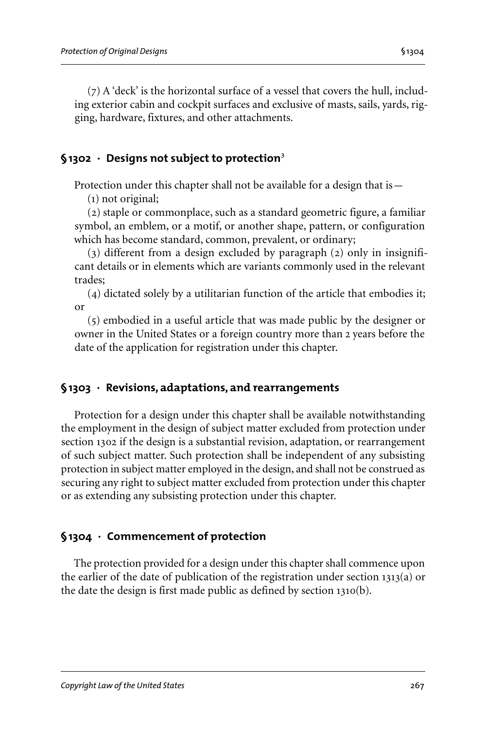(7) A 'deck' is the horizontal surface of a vessel that covers the hull, including exterior cabin and cockpit surfaces and exclusive of masts, sails, yards, rigging, hardware, fixtures, and other attachments.

## § 1302 · Designs not subject to protection[3]

Protection under this chapter shall not be available for a design that is—

(1) not original;

(2) staple or commonplace, such as a standard geometric figure, a familiar symbol, an emblem, or a motif, or another shape, pattern, or configuration which has become standard, common, prevalent, or ordinary;

(3) different from a design excluded by paragraph (2) only in insignificant details or in elements which are variants commonly used in the relevant trades;

(4) dictated solely by a utilitarian function of the article that embodies it; or

(5) embodied in a useful article that was made public by the designer or owner in the United States or a foreign country more than 2 years before the date of the application for registration under this chapter.

## § 1303 · Revisions, adaptations, and rearrangements

Protection for a design under this chapter shall be available notwithstanding the employment in the design of subject matter excluded from protection under section 1302 if the design is a substantial revision, adaptation, or rearrangement of such subject matter. Such protection shall be independent of any subsisting protection in subject matter employed in the design, and shall not be construed as securing any right to subject matter excluded from protection under this chapter or as extending any subsisting protection under this chapter.

## § 1304 · Commencement of protection

The protection provided for a design under this chapter shall commence upon the earlier of the date of publication of the registration under section 1313(a) or the date the design is first made public as defined by section 1310(b).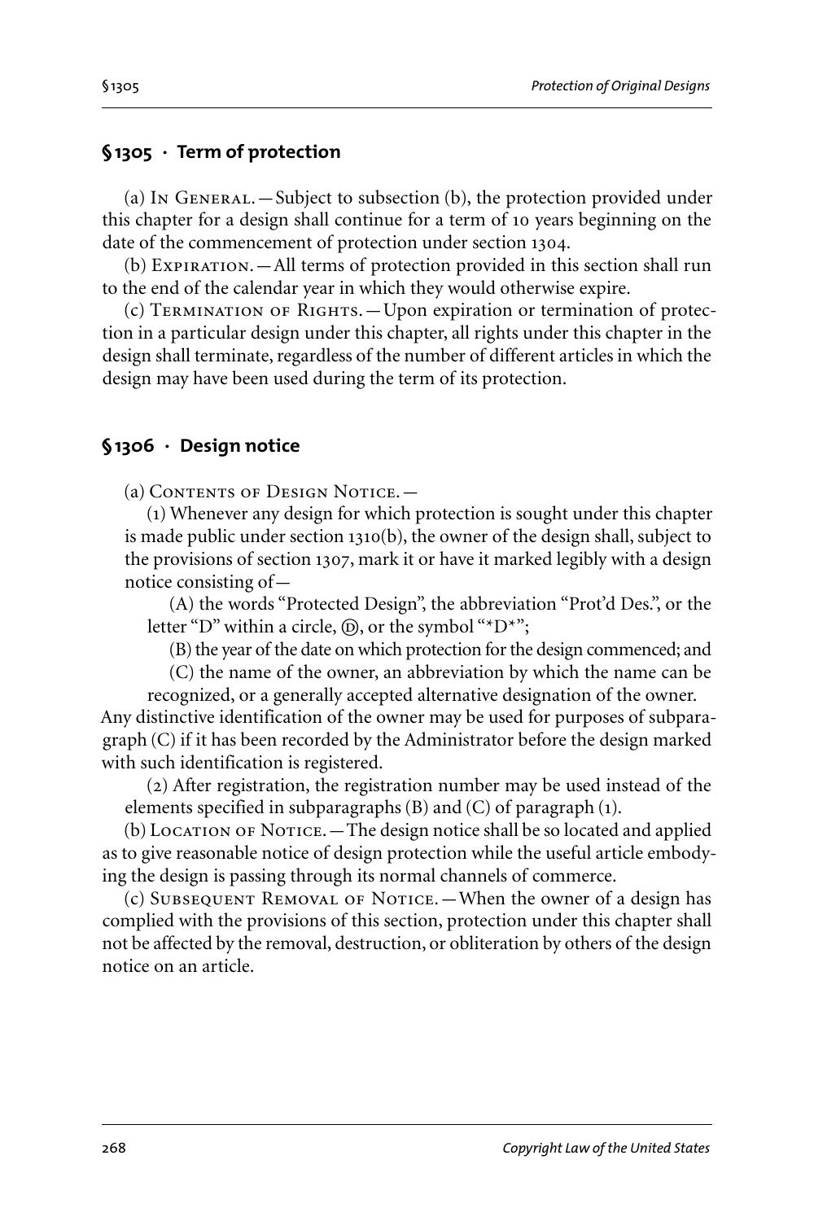## § 1305 · Term of protection

(a) In General.—Subject to subsection (b), the protection provided under this chapter for a design shall continue for a term of 10 years beginning on the date of the commencement of protection under section 1304.

(b) Expiration.—All terms of protection provided in this section shall run to the end of the calendar year in which they would otherwise expire.

(c) Termination of Rights.—Upon expiration or termination of protection in a particular design under this chapter, all rights under this chapter in the design shall terminate, regardless of the number of different articles in which the design may have been used during the term of its protection.

## § 1306 · Design notice

(a) Contents of Design Notice.—

(1) Whenever any design for which protection is sought under this chapter is made public under section 1310(b), the owner of the design shall, subject to the provisions of section 1307, mark it or have it marked legibly with a design notice consisting of—

(A) the words "Protected Design", the abbreviation "Prot'd Des.", or the letter "D" within a circle, Ⓓ, or the symbol "*D*";

(B) the year of the date on which protection for the design commenced; and

(C) the name of the owner, an abbreviation by which the name can be recognized, or a generally accepted alternative designation of the owner.

Any distinctive identification of the owner may be used for purposes of subparagraph (C) if it has been recorded by the Administrator before the design marked with such identification is registered.

(2) After registration, the registration number may be used instead of the elements specified in subparagraphs (B) and (C) of paragraph (1).

(b) Location of Notice.—The design notice shall be so located and applied as to give reasonable notice of design protection while the useful article embodying the design is passing through its normal channels of commerce.

(c) Subsequent Removal of Notice.—When the owner of a design has complied with the provisions of this section, protection under this chapter shall not be affected by the removal, destruction, or obliteration by others of the design notice on an article.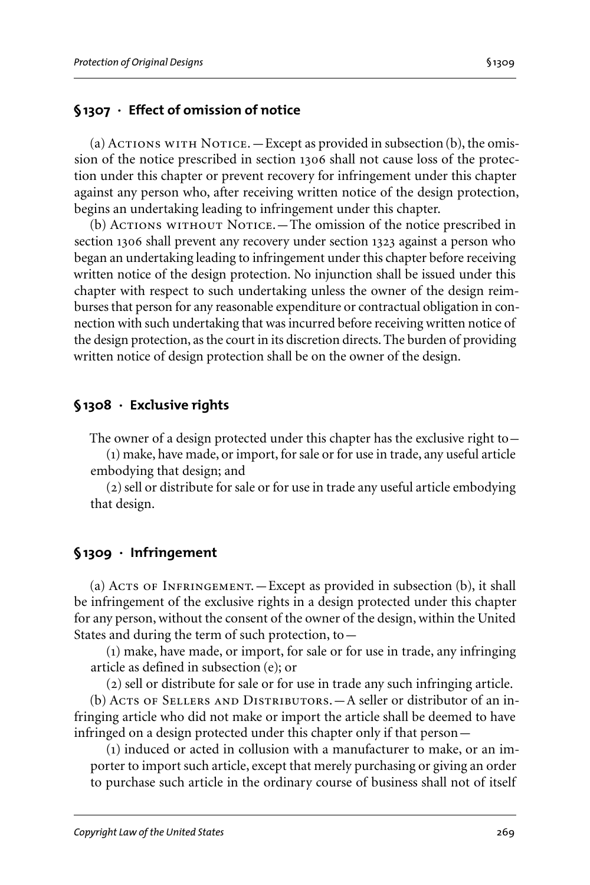### § 1307 · Effect of omission of notice

(a) Actions with Notice.—Except as provided in subsection (b), the omission of the notice prescribed in section 1306 shall not cause loss of the protection under this chapter or prevent recovery for infringement under this chapter against any person who, after receiving written notice of the design protection, begins an undertaking leading to infringement under this chapter.

(b) Actions without Notice.—The omission of the notice prescribed in section 1306 shall prevent any recovery under section 1323 against a person who began an undertaking leading to infringement under this chapter before receiving written notice of the design protection. No injunction shall be issued under this chapter with respect to such undertaking unless the owner of the design reimburses that person for any reasonable expenditure or contractual obligation in connection with such undertaking that was incurred before receiving written notice of the design protection, as the court in its discretion directs. The burden of providing written notice of design protection shall be on the owner of the design.

### § 1308 · Exclusive rights

The owner of a design protected under this chapter has the exclusive right to—

(1) make, have made, or import, for sale or for use in trade, any useful article embodying that design; and

(2) sell or distribute for sale or for use in trade any useful article embodying that design.

### § 1309 · Infringement

(a) Acts of Infringement.—Except as provided in subsection (b), it shall be infringement of the exclusive rights in a design protected under this chapter for any person, without the consent of the owner of the design, within the United States and during the term of such protection, to—

(1) make, have made, or import, for sale or for use in trade, any infringing article as defined in subsection (e); or

(2) sell or distribute for sale or for use in trade any such infringing article.

(b) Acts of Sellers and Distributors.—A seller or distributor of an infringing article who did not make or import the article shall be deemed to have infringed on a design protected under this chapter only if that person—

(1) induced or acted in collusion with a manufacturer to make, or an importer to import such article, except that merely purchasing or giving an order to purchase such article in the ordinary course of business shall not of itself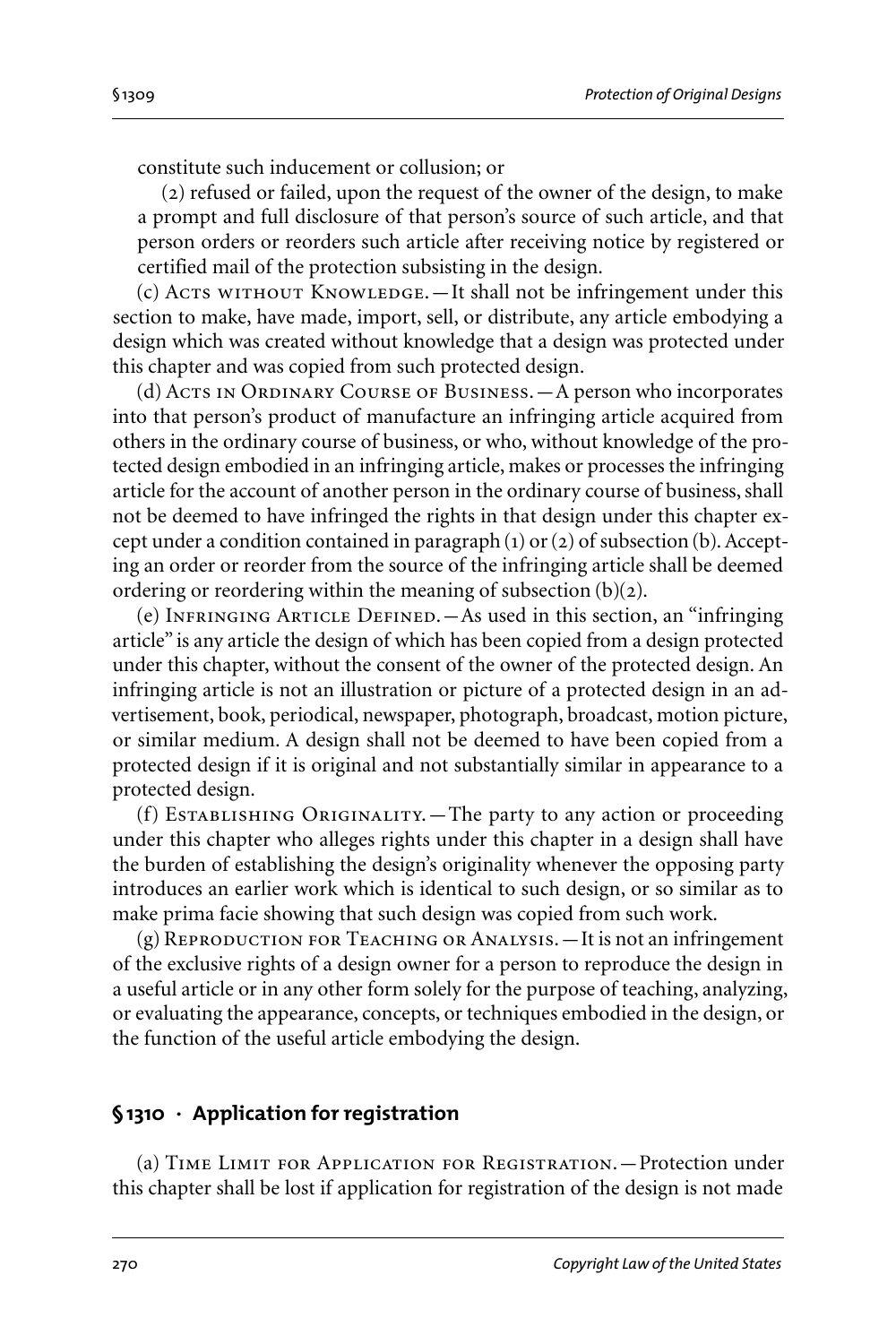constitute such inducement or collusion; or

(2) refused or failed, upon the request of the owner of the design, to make a prompt and full disclosure of that person's source of such article, and that person orders or reorders such article after receiving notice by registered or certified mail of the protection subsisting in the design.

(c) Acts without Knowledge.—It shall not be infringement under this section to make, have made, import, sell, or distribute, any article embodying a design which was created without knowledge that a design was protected under this chapter and was copied from such protected design.

(d) Acts in Ordinary Course of Business.—A person who incorporates into that person's product of manufacture an infringing article acquired from others in the ordinary course of business, or who, without knowledge of the protected design embodied in an infringing article, makes or processes the infringing article for the account of another person in the ordinary course of business, shall not be deemed to have infringed the rights in that design under this chapter except under a condition contained in paragraph (1) or (2) of subsection (b). Accepting an order or reorder from the source of the infringing article shall be deemed ordering or reordering within the meaning of subsection (b)(2).

(e) Infringing Article Defined.—As used in this section, an "infringing article" is any article the design of which has been copied from a design protected under this chapter, without the consent of the owner of the protected design. An infringing article is not an illustration or picture of a protected design in an advertisement, book, periodical, newspaper, photograph, broadcast, motion picture, or similar medium. A design shall not be deemed to have been copied from a protected design if it is original and not substantially similar in appearance to a protected design.

(f) Establishing Originality.—The party to any action or proceeding under this chapter who alleges rights under this chapter in a design shall have the burden of establishing the design's originality whenever the opposing party introduces an earlier work which is identical to such design, or so similar as to make prima facie showing that such design was copied from such work.

(g) Reproduction for Teaching or Analysis.—It is not an infringement of the exclusive rights of a design owner for a person to reproduce the design in a useful article or in any other form solely for the purpose of teaching, analyzing, or evaluating the appearance, concepts, or techniques embodied in the design, or the function of the useful article embodying the design.

## § 1310 · Application for registration

(a) Time Limit for Application for Registration.—Protection under this chapter shall be lost if application for registration of the design is not made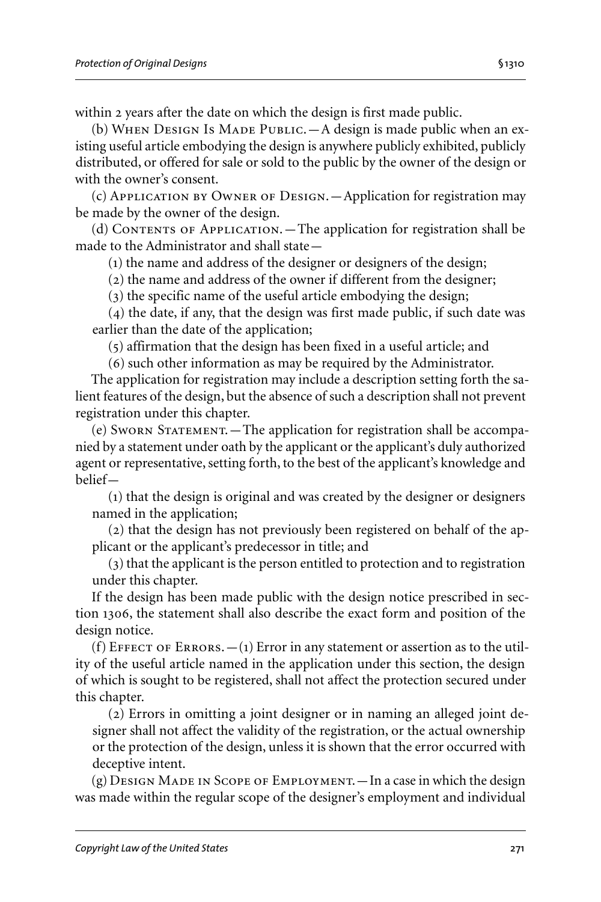within 2 years after the date on which the design is first made public.

(b) When Design Is Made Public.—A design is made public when an existing useful article embodying the design is anywhere publicly exhibited, publicly distributed, or offered for sale or sold to the public by the owner of the design or with the owner's consent.

(c) Application by Owner of Design.—Application for registration may be made by the owner of the design.

(d) Contents of Application.—The application for registration shall be made to the Administrator and shall state—

(1) the name and address of the designer or designers of the design;

(2) the name and address of the owner if different from the designer;

(3) the specific name of the useful article embodying the design;

(4) the date, if any, that the design was first made public, if such date was earlier than the date of the application;

(5) affirmation that the design has been fixed in a useful article; and

(6) such other information as may be required by the Administrator.

The application for registration may include a description setting forth the salient features of the design, but the absence of such a description shall not prevent registration under this chapter.

(e) Sworn Statement.—The application for registration shall be accompanied by a statement under oath by the applicant or the applicant's duly authorized agent or representative, setting forth, to the best of the applicant's knowledge and belief—

(1) that the design is original and was created by the designer or designers named in the application;

(2) that the design has not previously been registered on behalf of the applicant or the applicant's predecessor in title; and

(3) that the applicant is the person entitled to protection and to registration under this chapter.

If the design has been made public with the design notice prescribed in section 1306, the statement shall also describe the exact form and position of the design notice.

(f) Effect of Errors.—(1) Error in any statement or assertion as to the utility of the useful article named in the application under this section, the design of which is sought to be registered, shall not affect the protection secured under this chapter.

(2) Errors in omitting a joint designer or in naming an alleged joint designer shall not affect the validity of the registration, or the actual ownership or the protection of the design, unless it is shown that the error occurred with deceptive intent.

(g) Design Made in Scope of Employment.—In a case in which the design was made within the regular scope of the designer's employment and individual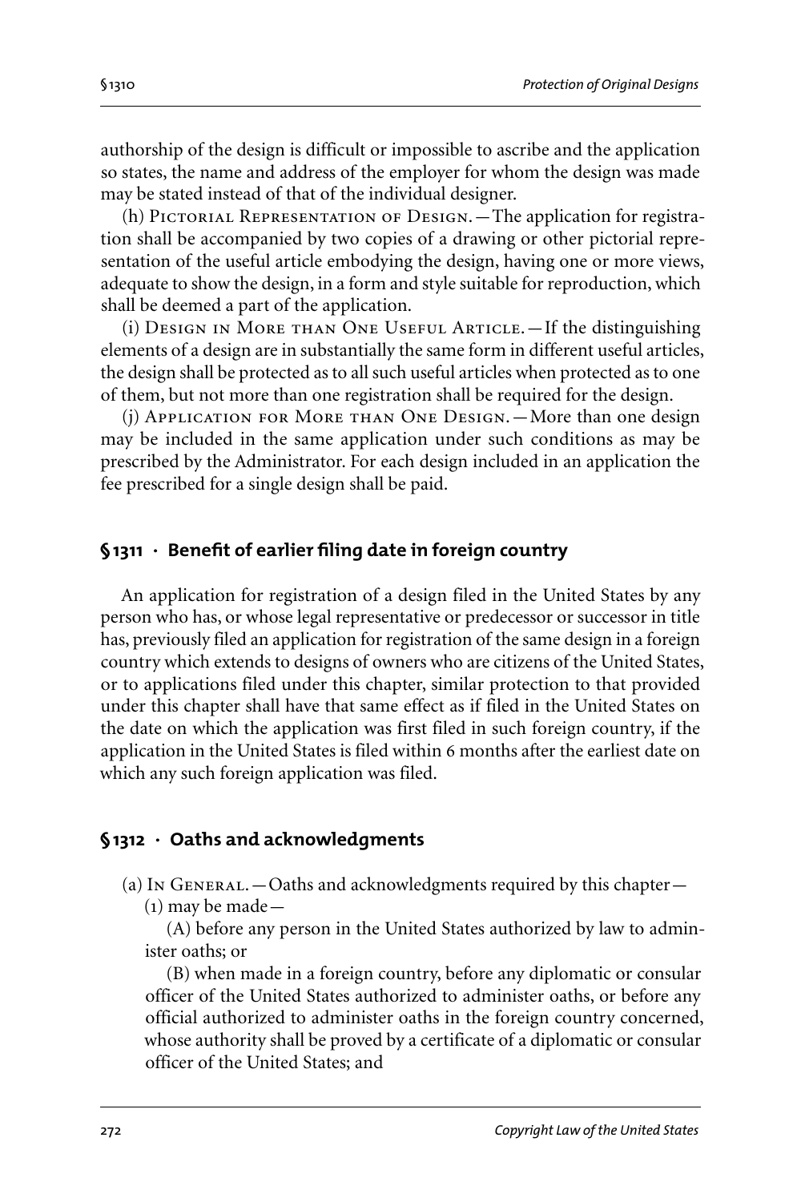authorship of the design is difficult or impossible to ascribe and the application so states, the name and address of the employer for whom the design was made may be stated instead of that of the individual designer.

(h) Pictorial Representation of Design.—The application for registration shall be accompanied by two copies of a drawing or other pictorial representation of the useful article embodying the design, having one or more views, adequate to show the design, in a form and style suitable for reproduction, which shall be deemed a part of the application.

(i) Design in More than One Useful Article.—If the distinguishing elements of a design are in substantially the same form in different useful articles, the design shall be protected as to all such useful articles when protected as to one of them, but not more than one registration shall be required for the design.

(j) Application for More than One Design.—More than one design may be included in the same application under such conditions as may be prescribed by the Administrator. For each design included in an application the fee prescribed for a single design shall be paid.

## § 1311 · Benefit of earlier filing date in foreign country

An application for registration of a design filed in the United States by any person who has, or whose legal representative or predecessor or successor in title has, previously filed an application for registration of the same design in a foreign country which extends to designs of owners who are citizens of the United States, or to applications filed under this chapter, similar protection to that provided under this chapter shall have that same effect as if filed in the United States on the date on which the application was first filed in such foreign country, if the application in the United States is filed within 6 months after the earliest date on which any such foreign application was filed.

## § 1312 · Oaths and acknowledgments

(a) In General.—Oaths and acknowledgments required by this chapter—

(1) may be made—

(A) before any person in the United States authorized by law to administer oaths; or

(B) when made in a foreign country, before any diplomatic or consular officer of the United States authorized to administer oaths, or before any official authorized to administer oaths in the foreign country concerned, whose authority shall be proved by a certificate of a diplomatic or consular officer of the United States; and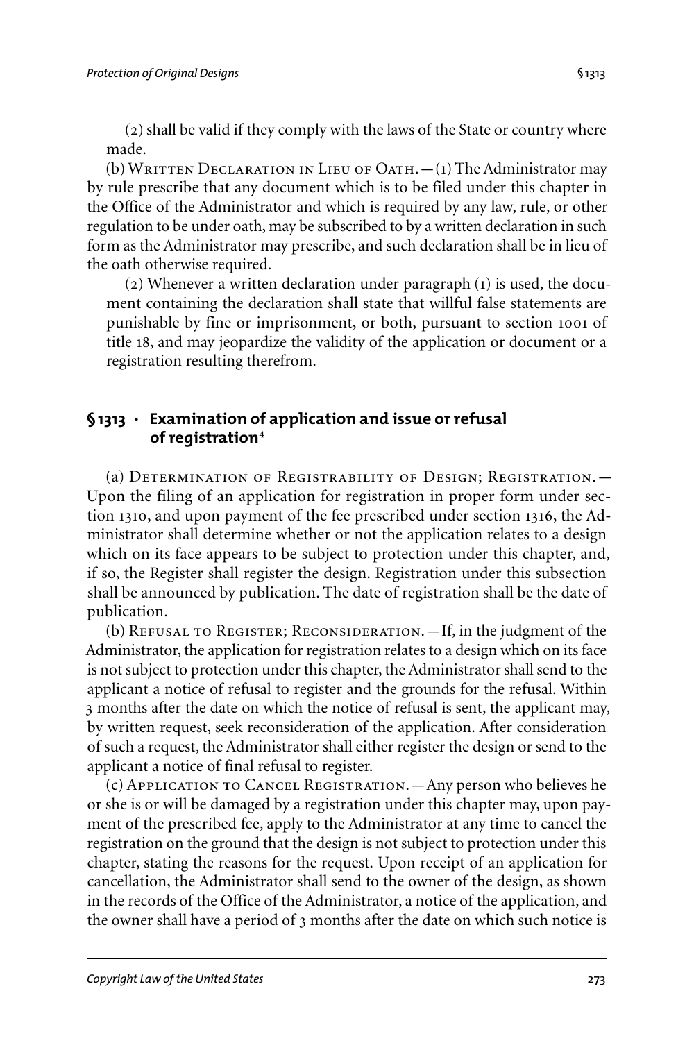(2) shall be valid if they comply with the laws of the State or country where made.

(b) Written Declaration in Lieu of Oath.—(1) The Administrator may by rule prescribe that any document which is to be filed under this chapter in the Office of the Administrator and which is required by any law, rule, or other regulation to be under oath, may be subscribed to by a written declaration in such form as the Administrator may prescribe, and such declaration shall be in lieu of the oath otherwise required.

(2) Whenever a written declaration under paragraph (1) is used, the document containing the declaration shall state that willful false statements are punishable by fine or imprisonment, or both, pursuant to section 1001 of title 18, and may jeopardize the validity of the application or document or a registration resulting therefrom.

## § 1313 · Examination of application and issue or refusal of registration[4]

(a) Determination of Registrability of Design; Registration.—Upon the filing of an application for registration in proper form under section 1310, and upon payment of the fee prescribed under section 1316, the Administrator shall determine whether or not the application relates to a design which on its face appears to be subject to protection under this chapter, and, if so, the Register shall register the design. Registration under this subsection shall be announced by publication. The date of registration shall be the date of publication.

(b) Refusal to Register; Reconsideration.—If, in the judgment of the Administrator, the application for registration relates to a design which on its face is not subject to protection under this chapter, the Administrator shall send to the applicant a notice of refusal to register and the grounds for the refusal. Within 3 months after the date on which the notice of refusal is sent, the applicant may, by written request, seek reconsideration of the application. After consideration of such a request, the Administrator shall either register the design or send to the applicant a notice of final refusal to register.

(c) Application to Cancel Registration.—Any person who believes he or she is or will be damaged by a registration under this chapter may, upon payment of the prescribed fee, apply to the Administrator at any time to cancel the registration on the ground that the design is not subject to protection under this chapter, stating the reasons for the request. Upon receipt of an application for cancellation, the Administrator shall send to the owner of the design, as shown in the records of the Office of the Administrator, a notice of the application, and the owner shall have a period of 3 months after the date on which such notice is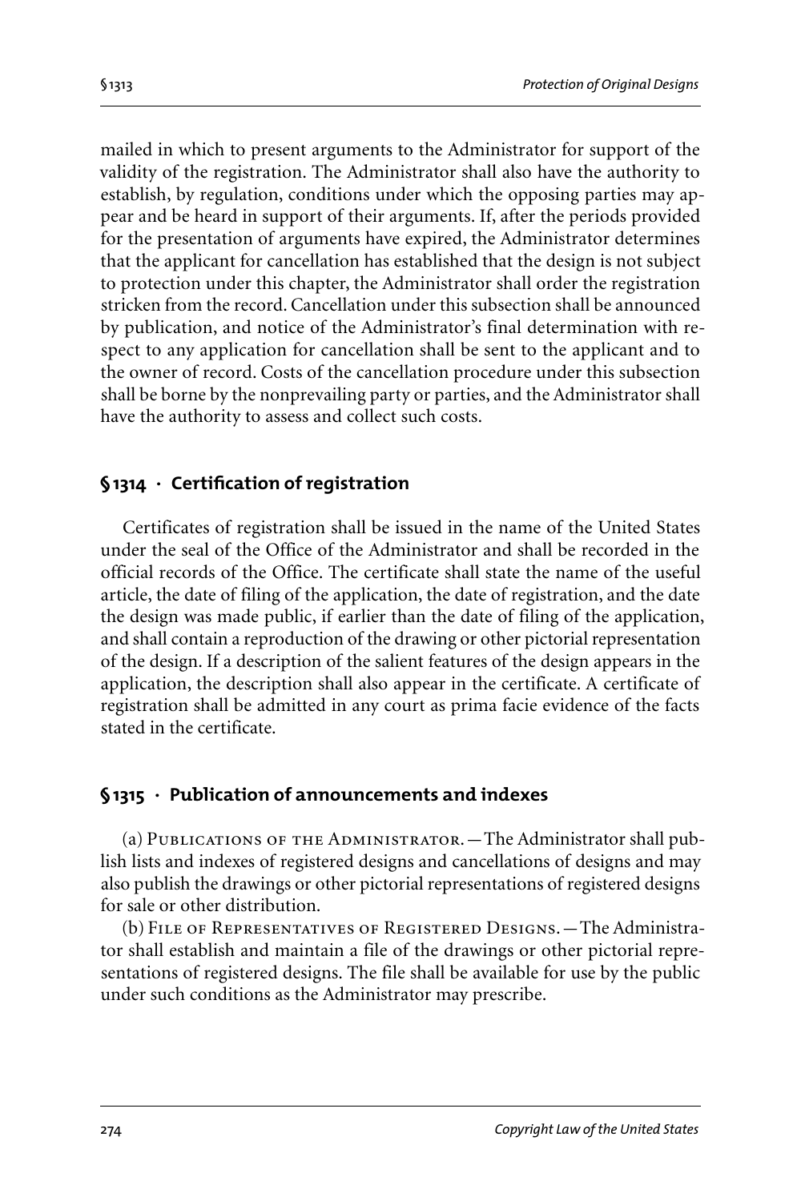mailed in which to present arguments to the Administrator for support of the validity of the registration. The Administrator shall also have the authority to establish, by regulation, conditions under which the opposing parties may appear and be heard in support of their arguments. If, after the periods provided for the presentation of arguments have expired, the Administrator determines that the applicant for cancellation has established that the design is not subject to protection under this chapter, the Administrator shall order the registration stricken from the record. Cancellation under this subsection shall be announced by publication, and notice of the Administrator's final determination with respect to any application for cancellation shall be sent to the applicant and to the owner of record. Costs of the cancellation procedure under this subsection shall be borne by the nonprevailing party or parties, and the Administrator shall have the authority to assess and collect such costs.

### § 1314 · Certification of registration

Certificates of registration shall be issued in the name of the United States under the seal of the Office of the Administrator and shall be recorded in the official records of the Office. The certificate shall state the name of the useful article, the date of filing of the application, the date of registration, and the date the design was made public, if earlier than the date of filing of the application, and shall contain a reproduction of the drawing or other pictorial representation of the design. If a description of the salient features of the design appears in the application, the description shall also appear in the certificate. A certificate of registration shall be admitted in any court as prima facie evidence of the facts stated in the certificate.

### § 1315 · Publication of announcements and indexes

(a) Publications of the Administrator.—The Administrator shall publish lists and indexes of registered designs and cancellations of designs and may also publish the drawings or other pictorial representations of registered designs for sale or other distribution.

(b) File of Representatives of Registered Designs.—The Administrator shall establish and maintain a file of the drawings or other pictorial representations of registered designs. The file shall be available for use by the public under such conditions as the Administrator may prescribe.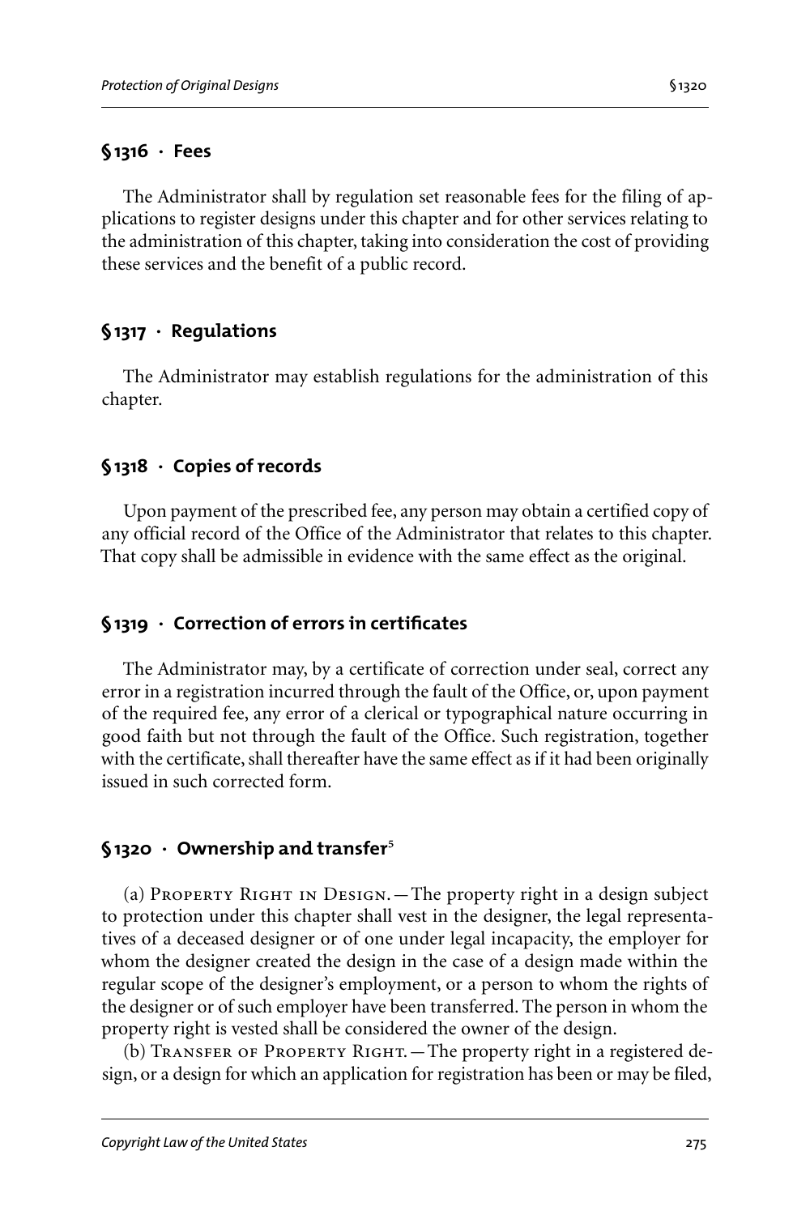## § 1316 · Fees

The Administrator shall by regulation set reasonable fees for the filing of applications to register designs under this chapter and for other services relating to the administration of this chapter, taking into consideration the cost of providing these services and the benefit of a public record.

## § 1317 · Regulations

The Administrator may establish regulations for the administration of this chapter.

## § 1318 · Copies of records

Upon payment of the prescribed fee, any person may obtain a certified copy of any official record of the Office of the Administrator that relates to this chapter. That copy shall be admissible in evidence with the same effect as the original.

## § 1319 · Correction of errors in certificates

The Administrator may, by a certificate of correction under seal, correct any error in a registration incurred through the fault of the Office, or, upon payment of the required fee, any error of a clerical or typographical nature occurring in good faith but not through the fault of the Office. Such registration, together with the certificate, shall thereafter have the same effect as if it had been originally issued in such corrected form.

## § 1320 · Ownership and transfer[5]

(a) Property Right in Design.—The property right in a design subject to protection under this chapter shall vest in the designer, the legal representatives of a deceased designer or of one under legal incapacity, the employer for whom the designer created the design in the case of a design made within the regular scope of the designer's employment, or a person to whom the rights of the designer or of such employer have been transferred. The person in whom the property right is vested shall be considered the owner of the design.

(b) Transfer of Property Right.—The property right in a registered design, or a design for which an application for registration has been or may be filed,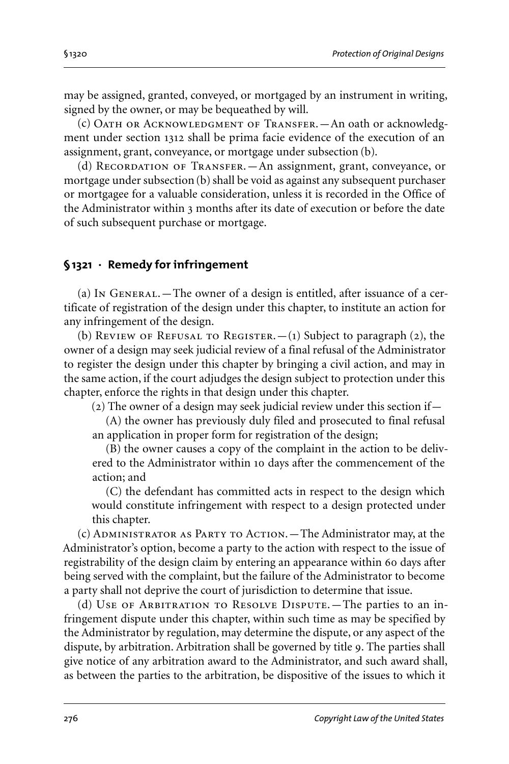may be assigned, granted, conveyed, or mortgaged by an instrument in writing, signed by the owner, or may be bequeathed by will.

(c) Oath or Acknowledgment of Transfer.—An oath or acknowledgment under section 1312 shall be prima facie evidence of the execution of an assignment, grant, conveyance, or mortgage under subsection (b).

(d) Recordation of Transfer.—An assignment, grant, conveyance, or mortgage under subsection (b) shall be void as against any subsequent purchaser or mortgagee for a valuable consideration, unless it is recorded in the Office of the Administrator within 3 months after its date of execution or before the date of such subsequent purchase or mortgage.

### § 1321 · Remedy for infringement

(a) In General.—The owner of a design is entitled, after issuance of a certificate of registration of the design under this chapter, to institute an action for any infringement of the design.

(b) Review of Refusal to Register.—(1) Subject to paragraph (2), the owner of a design may seek judicial review of a final refusal of the Administrator to register the design under this chapter by bringing a civil action, and may in the same action, if the court adjudges the design subject to protection under this chapter, enforce the rights in that design under this chapter.

(2) The owner of a design may seek judicial review under this section if—

(A) the owner has previously duly filed and prosecuted to final refusal an application in proper form for registration of the design;

(B) the owner causes a copy of the complaint in the action to be delivered to the Administrator within 10 days after the commencement of the action; and

(C) the defendant has committed acts in respect to the design which would constitute infringement with respect to a design protected under this chapter.

(c) Administrator as Party to Action.—The Administrator may, at the Administrator's option, become a party to the action with respect to the issue of registrability of the design claim by entering an appearance within 60 days after being served with the complaint, but the failure of the Administrator to become a party shall not deprive the court of jurisdiction to determine that issue.

(d) Use of Arbitration to Resolve Dispute.—The parties to an infringement dispute under this chapter, within such time as may be specified by the Administrator by regulation, may determine the dispute, or any aspect of the dispute, by arbitration. Arbitration shall be governed by title 9. The parties shall give notice of any arbitration award to the Administrator, and such award shall, as between the parties to the arbitration, be dispositive of the issues to which it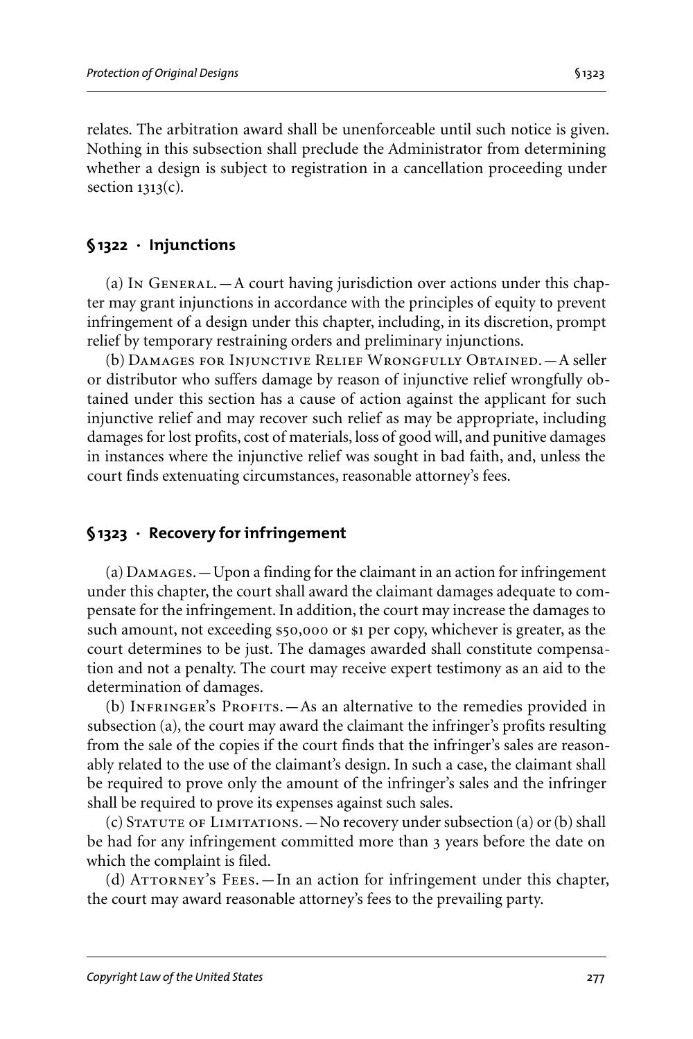relates. The arbitration award shall be unenforceable until such notice is given. Nothing in this subsection shall preclude the Administrator from determining whether a design is subject to registration in a cancellation proceeding under section 1313(c).

## § 1322 · Injunctions

(a) In General.—A court having jurisdiction over actions under this chapter may grant injunctions in accordance with the principles of equity to prevent infringement of a design under this chapter, including, in its discretion, prompt relief by temporary restraining orders and preliminary injunctions.

(b) Damages for Injunctive Relief Wrongfully Obtained.—A seller or distributor who suffers damage by reason of injunctive relief wrongfully obtained under this section has a cause of action against the applicant for such injunctive relief and may recover such relief as may be appropriate, including damages for lost profits, cost of materials, loss of good will, and punitive damages in instances where the injunctive relief was sought in bad faith, and, unless the court finds extenuating circumstances, reasonable attorney's fees.

## § 1323 · Recovery for infringement

(a) Damages.—Upon a finding for the claimant in an action for infringement under this chapter, the court shall award the claimant damages adequate to compensate for the infringement. In addition, the court may increase the damages to such amount, not exceeding $50,000 or $1 per copy, whichever is greater, as the court determines to be just. The damages awarded shall constitute compensation and not a penalty. The court may receive expert testimony as an aid to the determination of damages.

(b) Infringer's Profits.—As an alternative to the remedies provided in subsection (a), the court may award the claimant the infringer's profits resulting from the sale of the copies if the court finds that the infringer's sales are reasonably related to the use of the claimant's design. In such a case, the claimant shall be required to prove only the amount of the infringer's sales and the infringer shall be required to prove its expenses against such sales.

(c) Statute of Limitations.—No recovery under subsection (a) or (b) shall be had for any infringement committed more than 3 years before the date on which the complaint is filed.

(d) Attorney's Fees.—In an action for infringement under this chapter, the court may award reasonable attorney's fees to the prevailing party.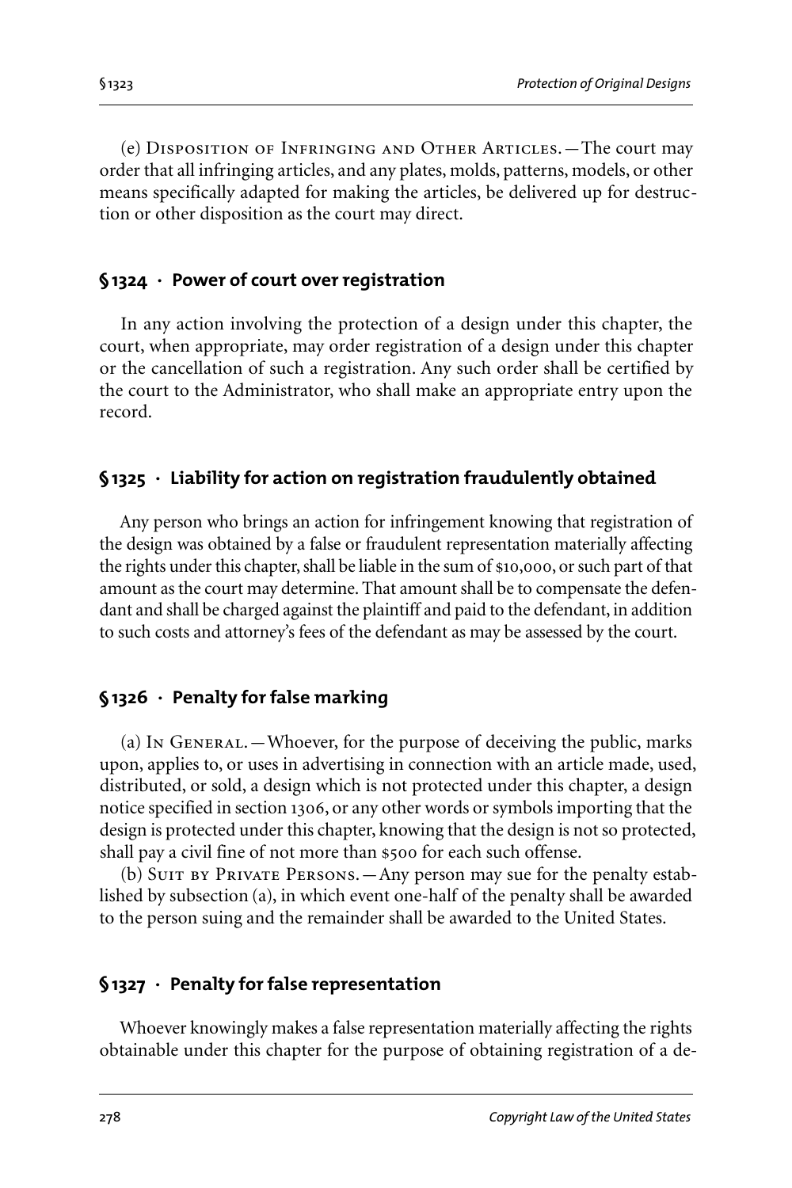(e) Disposition of Infringing and Other Articles.—The court may order that all infringing articles, and any plates, molds, patterns, models, or other means specifically adapted for making the articles, be delivered up for destruction or other disposition as the court may direct.

### § 1324 · Power of court over registration

In any action involving the protection of a design under this chapter, the court, when appropriate, may order registration of a design under this chapter or the cancellation of such a registration. Any such order shall be certified by the court to the Administrator, who shall make an appropriate entry upon the record.

### § 1325 · Liability for action on registration fraudulently obtained

Any person who brings an action for infringement knowing that registration of the design was obtained by a false or fraudulent representation materially affecting the rights under this chapter, shall be liable in the sum of $10,000, or such part of that amount as the court may determine. That amount shall be to compensate the defendant and shall be charged against the plaintiff and paid to the defendant, in addition to such costs and attorney's fees of the defendant as may be assessed by the court.

### § 1326 · Penalty for false marking

(a) In General.—Whoever, for the purpose of deceiving the public, marks upon, applies to, or uses in advertising in connection with an article made, used, distributed, or sold, a design which is not protected under this chapter, a design notice specified in section 1306, or any other words or symbols importing that the design is protected under this chapter, knowing that the design is not so protected, shall pay a civil fine of not more than $500 for each such offense.

(b) Suit by Private Persons.—Any person may sue for the penalty established by subsection (a), in which event one-half of the penalty shall be awarded to the person suing and the remainder shall be awarded to the United States.

### § 1327 · Penalty for false representation

Whoever knowingly makes a false representation materially affecting the rights obtainable under this chapter for the purpose of obtaining registration of a de-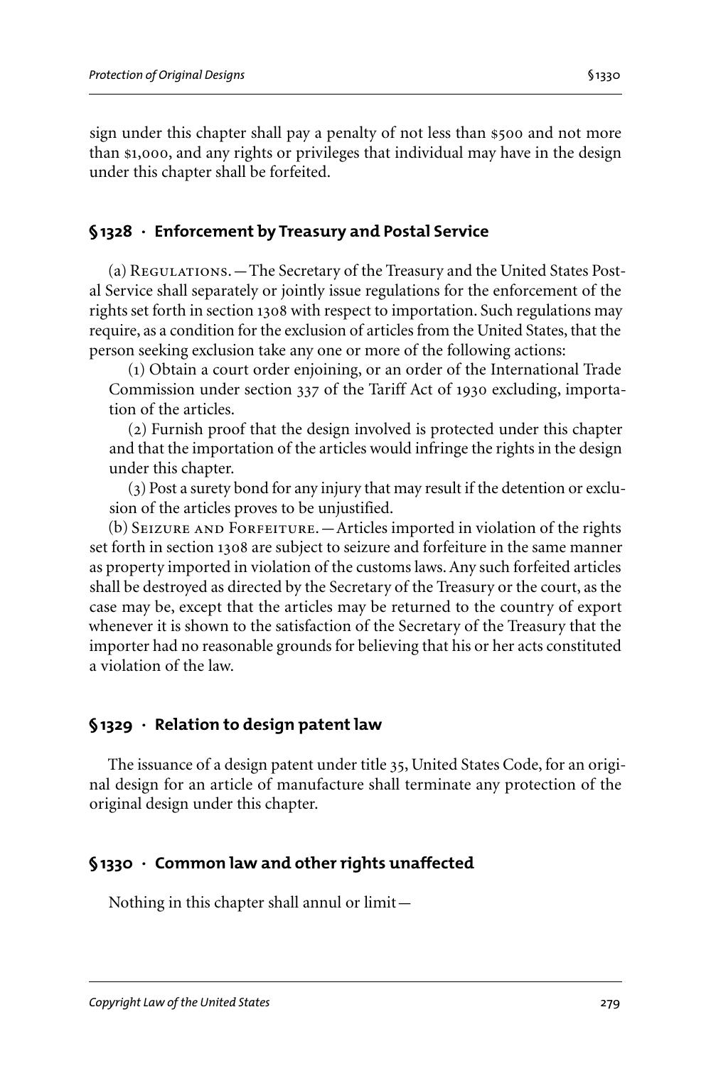sign under this chapter shall pay a penalty of not less than $500 and not more than $1,000, and any rights or privileges that individual may have in the design under this chapter shall be forfeited.

### § 1328 · Enforcement by Treasury and Postal Service

(a) Regulations.—The Secretary of the Treasury and the United States Postal Service shall separately or jointly issue regulations for the enforcement of the rights set forth in section 1308 with respect to importation. Such regulations may require, as a condition for the exclusion of articles from the United States, that the person seeking exclusion take any one or more of the following actions:

(1) Obtain a court order enjoining, or an order of the International Trade Commission under section 337 of the Tariff Act of 1930 excluding, importation of the articles.

(2) Furnish proof that the design involved is protected under this chapter and that the importation of the articles would infringe the rights in the design under this chapter.

(3) Post a surety bond for any injury that may result if the detention or exclusion of the articles proves to be unjustified.

(b) Seizure and Forfeiture.—Articles imported in violation of the rights set forth in section 1308 are subject to seizure and forfeiture in the same manner as property imported in violation of the customs laws. Any such forfeited articles shall be destroyed as directed by the Secretary of the Treasury or the court, as the case may be, except that the articles may be returned to the country of export whenever it is shown to the satisfaction of the Secretary of the Treasury that the importer had no reasonable grounds for believing that his or her acts constituted a violation of the law.

### § 1329 · Relation to design patent law

The issuance of a design patent under title 35, United States Code, for an original design for an article of manufacture shall terminate any protection of the original design under this chapter.

### § 1330 · Common law and other rights unaffected

Nothing in this chapter shall annul or limit—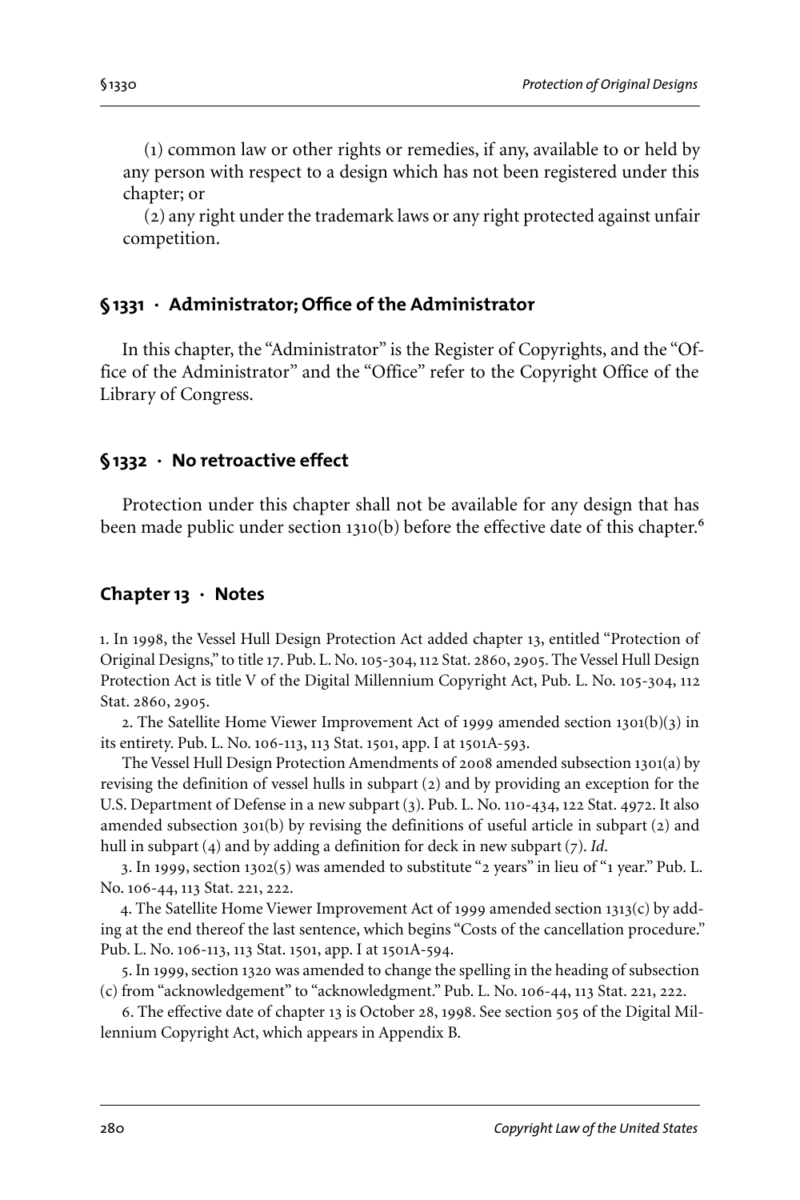(1) common law or other rights or remedies, if any, available to or held by any person with respect to a design which has not been registered under this chapter; or

(2) any right under the trademark laws or any right protected against unfair competition.

### § 1331 · Administrator; Office of the Administrator

In this chapter, the "Administrator" is the Register of Copyrights, and the "Office of the Administrator" and the "Office" refer to the Copyright Office of the Library of Congress.

### § 1332 · No retroactive effect

Protection under this chapter shall not be available for any design that has been made public under section 1310(b) before the effective date of this chapter.[6]

### Chapter 13 · Notes

1. In 1998, the Vessel Hull Design Protection Act added chapter 13, entitled "Protection of Original Designs," to title 17. Pub. L. No. 105-304, 112 Stat. 2860, 2905. The Vessel Hull Design Protection Act is title V of the Digital Millennium Copyright Act, Pub. L. No. 105-304, 112 Stat. 2860, 2905.

2. The Satellite Home Viewer Improvement Act of 1999 amended section 1301(b)(3) in its entirety. Pub. L. No. 106-113, 113 Stat. 1501, app. I at 1501A-593.

The Vessel Hull Design Protection Amendments of 2008 amended subsection 1301(a) by revising the definition of vessel hulls in subpart (2) and by providing an exception for the U.S. Department of Defense in a new subpart (3). Pub. L. No. 110-434, 122 Stat. 4972. It also amended subsection 301(b) by revising the definitions of useful article in subpart (2) and hull in subpart (4) and by adding a definition for deck in new subpart (7). *Id.*

3. In 1999, section 1302(5) was amended to substitute "2 years" in lieu of "1 year." Pub. L. No. 106-44, 113 Stat. 221, 222.

4. The Satellite Home Viewer Improvement Act of 1999 amended section 1313(c) by adding at the end thereof the last sentence, which begins "Costs of the cancellation procedure." Pub. L. No. 106-113, 113 Stat. 1501, app. I at 1501A-594.

5. In 1999, section 1320 was amended to change the spelling in the heading of subsection (c) from "acknowledgement" to "acknowledgment." Pub. L. No. 106-44, 113 Stat. 221, 222.

6. The effective date of chapter 13 is October 28, 1998. See section 505 of the Digital Millennium Copyright Act, which appears in Appendix B.